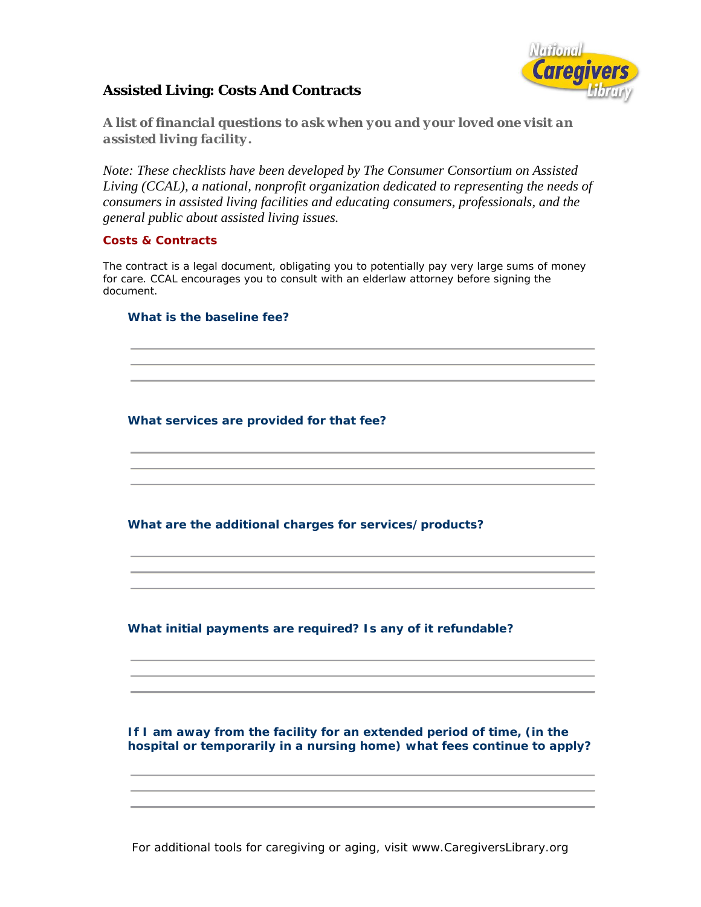# Assisted Living: Costs And Contracts

***A list of financial questions to ask when you and your loved one visit an assisted living facility.***

*Note: These checklists have been developed by The Consumer Consortium on Assisted Living (CCAL), a national, nonprofit organization dedicated to representing the needs of consumers in assisted living facilities and educating consumers, professionals, and the general public about assisted living issues.*

## Costs & Contracts

The contract is a legal document, obligating you to potentially pay very large sums of money for care. CCAL encourages you to consult with an elderlaw attorney before signing the document.

**What is the baseline fee?**

______________________________________________

______________________________________________

______________________________________________

**What services are provided for that fee?**

______________________________________________

______________________________________________

______________________________________________

**What are the additional charges for services/products?**

______________________________________________

______________________________________________

______________________________________________

**What initial payments are required? Is any of it refundable?**

______________________________________________

______________________________________________

______________________________________________

**If I am away from the facility for an extended period of time, (in the hospital or temporarily in a nursing home) what fees continue to apply?**

______________________________________________

______________________________________________

______________________________________________

For additional tools for caregiving or aging, visit www.CaregiversLibrary.org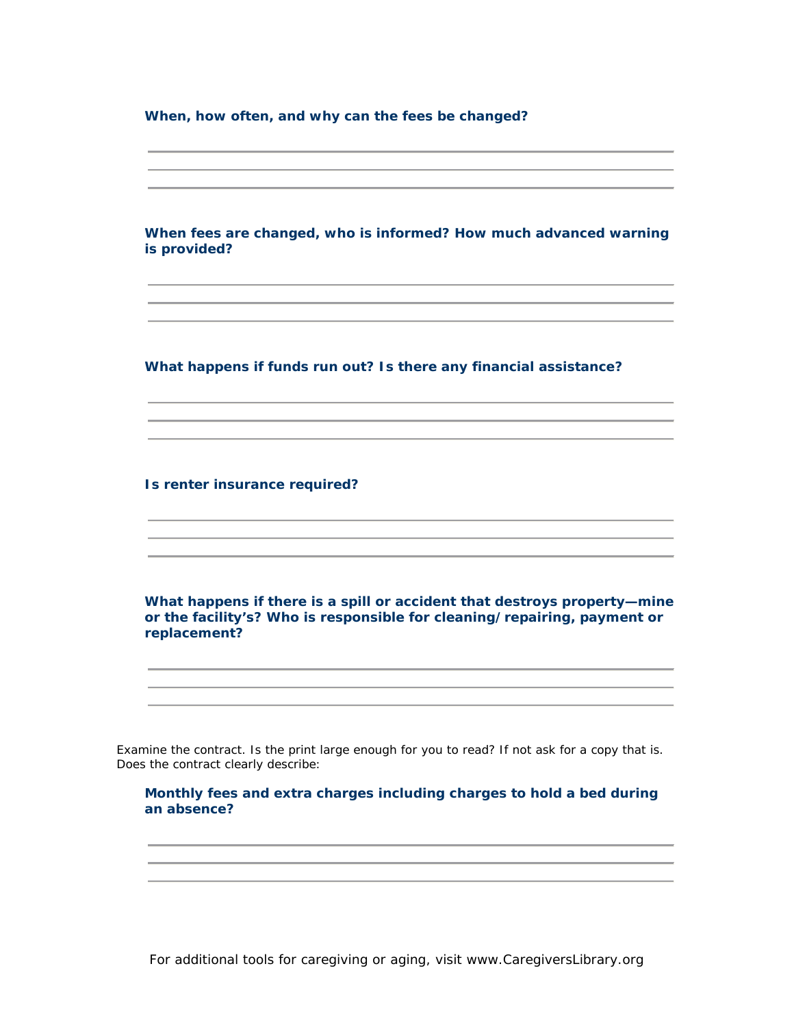**When, how often, and why can the fees be changed?**

**When fees are changed, who is informed? How much advanced warning is provided?**

**What happens if funds run out? Is there any financial assistance?**

**Is renter insurance required?**

**What happens if there is a spill or accident that destroys property—mine or the facility's? Who is responsible for cleaning/repairing, payment or replacement?**

Examine the contract. Is the print large enough for you to read? If not ask for a copy that is. Does the contract clearly describe:

**Monthly fees and extra charges including charges to hold a bed during an absence?**

For additional tools for caregiving or aging, visit www.CaregiversLibrary.org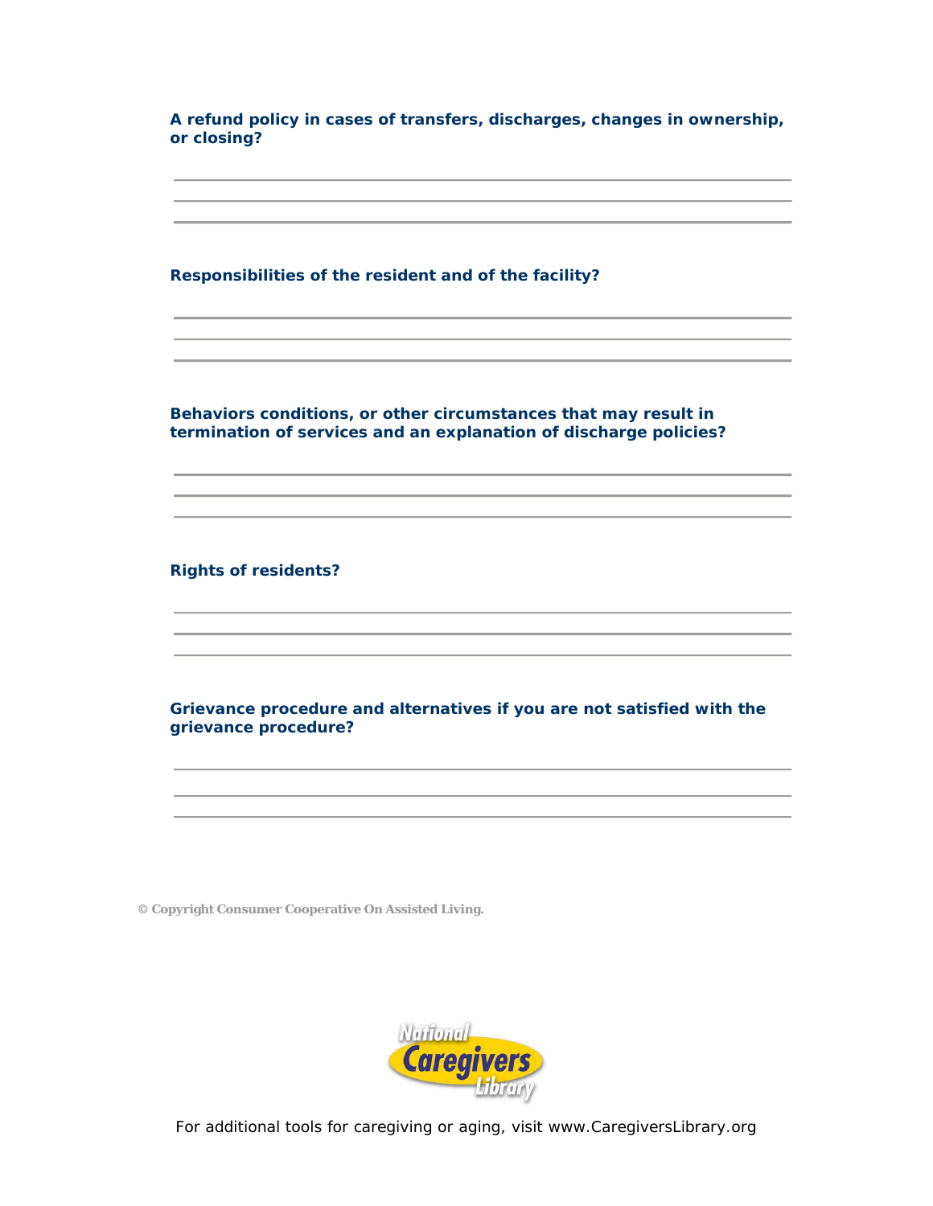**A refund policy in cases of transfers, discharges, changes in ownership, or closing?**

**Responsibilities of the resident and of the facility?**

**Behaviors conditions, or other circumstances that may result in termination of services and an explanation of discharge policies?**

**Rights of residents?**

**Grievance procedure and alternatives if you are not satisfied with the grievance procedure?**

© Copyright Consumer Cooperative On Assisted Living.

For additional tools for caregiving or aging, visit www.CaregiversLibrary.org